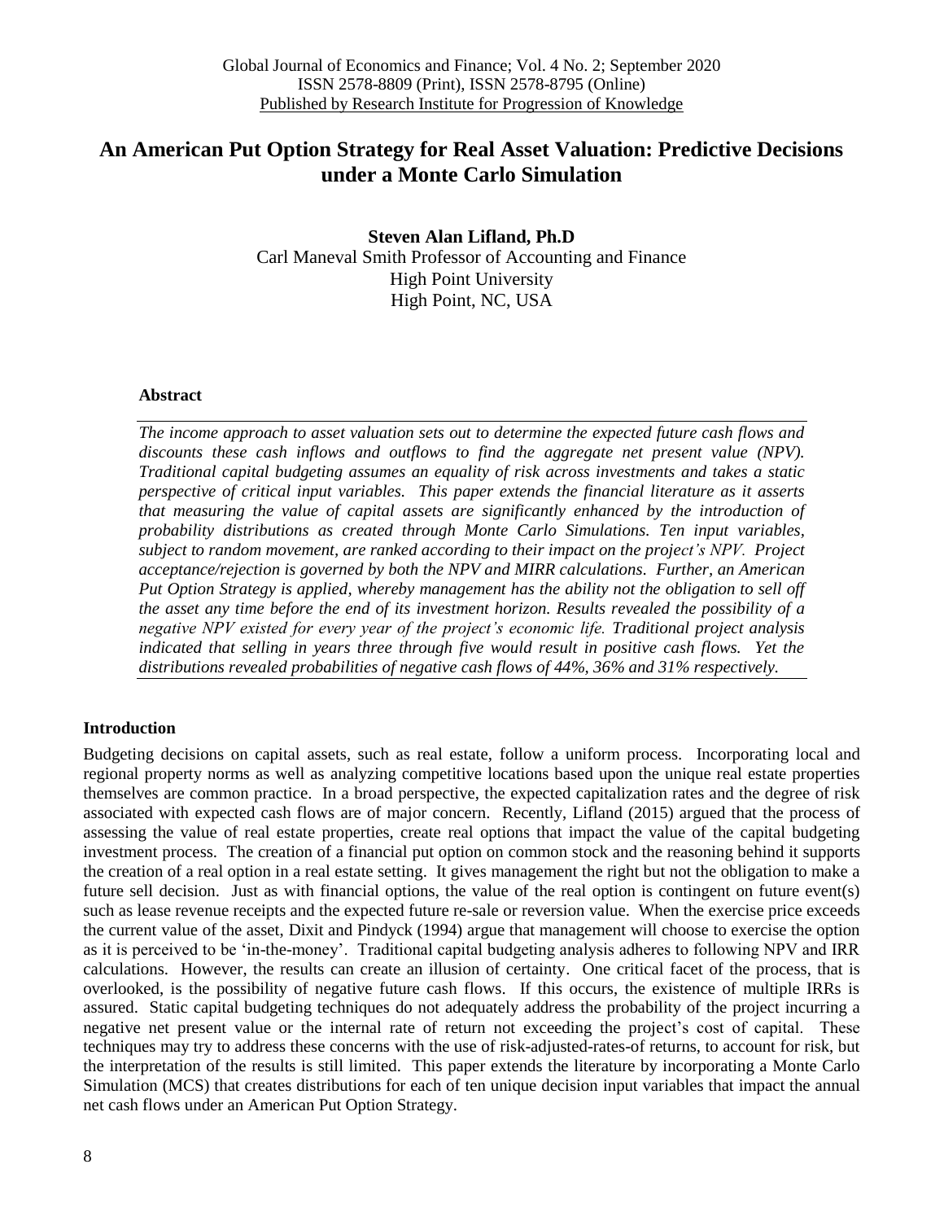# An American Put Option Strategy for Real Asset Valuation: Predictive Decisions under a Monte Carlo Simulation

**Steven Alan Lifland, Ph.D**
Carl Maneval Smith Professor of Accounting and Finance
High Point University
High Point, NC, USA

### Abstract

*The income approach to asset valuation sets out to determine the expected future cash flows and discounts these cash inflows and outflows to find the aggregate net present value (NPV). Traditional capital budgeting assumes an equality of risk across investments and takes a static perspective of critical input variables. This paper extends the financial literature as it asserts that measuring the value of capital assets are significantly enhanced by the introduction of probability distributions as created through Monte Carlo Simulations. Ten input variables, subject to random movement, are ranked according to their impact on the project's NPV. Project acceptance/rejection is governed by both the NPV and MIRR calculations. Further, an American Put Option Strategy is applied, whereby management has the ability not the obligation to sell off the asset any time before the end of its investment horizon. Results revealed the possibility of a negative NPV existed for every year of the project's economic life. Traditional project analysis indicated that selling in years three through five would result in positive cash flows. Yet the distributions revealed probabilities of negative cash flows of 44%, 36% and 31% respectively.*

### Introduction

Budgeting decisions on capital assets, such as real estate, follow a uniform process. Incorporating local and regional property norms as well as analyzing competitive locations based upon the unique real estate properties themselves are common practice. In a broad perspective, the expected capitalization rates and the degree of risk associated with expected cash flows are of major concern. Recently, Lifland (2015) argued that the process of assessing the value of real estate properties, create real options that impact the value of the capital budgeting investment process. The creation of a financial put option on common stock and the reasoning behind it supports the creation of a real option in a real estate setting. It gives management the right but not the obligation to make a future sell decision. Just as with financial options, the value of the real option is contingent on future event(s) such as lease revenue receipts and the expected future re-sale or reversion value. When the exercise price exceeds the current value of the asset, Dixit and Pindyck (1994) argue that management will choose to exercise the option as it is perceived to be 'in-the-money'. Traditional capital budgeting analysis adheres to following NPV and IRR calculations. However, the results can create an illusion of certainty. One critical facet of the process, that is overlooked, is the possibility of negative future cash flows. If this occurs, the existence of multiple IRRs is assured. Static capital budgeting techniques do not adequately address the probability of the project incurring a negative net present value or the internal rate of return not exceeding the project's cost of capital. These techniques may try to address these concerns with the use of risk-adjusted-rates-of returns, to account for risk, but the interpretation of the results is still limited. This paper extends the literature by incorporating a Monte Carlo Simulation (MCS) that creates distributions for each of ten unique decision input variables that impact the annual net cash flows under an American Put Option Strategy.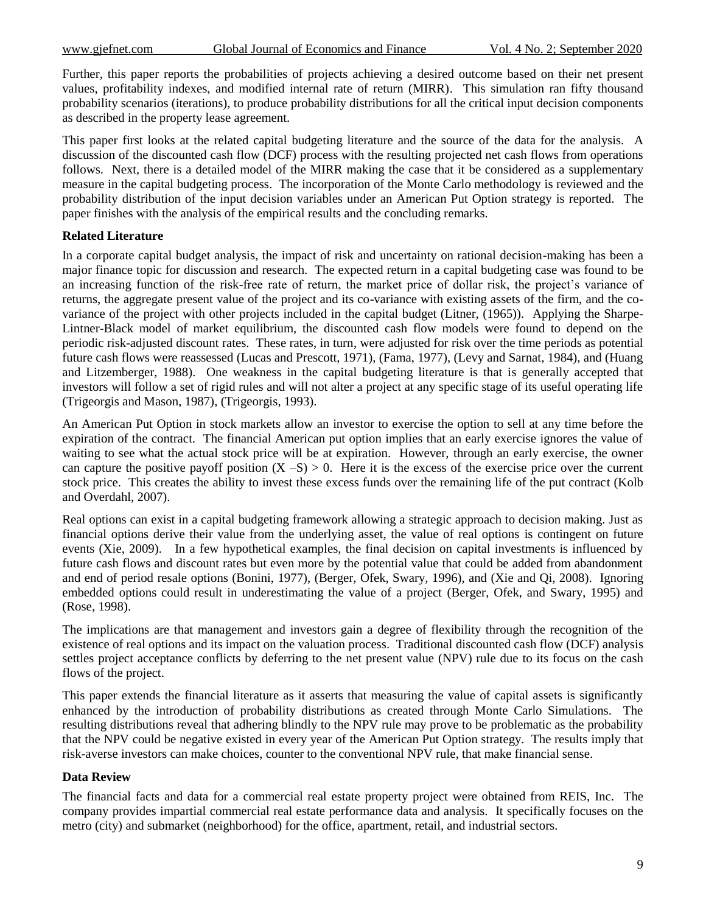Further, this paper reports the probabilities of projects achieving a desired outcome based on their net present values, profitability indexes, and modified internal rate of return (MIRR). This simulation ran fifty thousand probability scenarios (iterations), to produce probability distributions for all the critical input decision components as described in the property lease agreement.

This paper first looks at the related capital budgeting literature and the source of the data for the analysis. A discussion of the discounted cash flow (DCF) process with the resulting projected net cash flows from operations follows. Next, there is a detailed model of the MIRR making the case that it be considered as a supplementary measure in the capital budgeting process. The incorporation of the Monte Carlo methodology is reviewed and the probability distribution of the input decision variables under an American Put Option strategy is reported. The paper finishes with the analysis of the empirical results and the concluding remarks.

## Related Literature

In a corporate capital budget analysis, the impact of risk and uncertainty on rational decision-making has been a major finance topic for discussion and research. The expected return in a capital budgeting case was found to be an increasing function of the risk-free rate of return, the market price of dollar risk, the project's variance of returns, the aggregate present value of the project and its co-variance with existing assets of the firm, and the co-variance of the project with other projects included in the capital budget (Litner, (1965)). Applying the Sharpe-Lintner-Black model of market equilibrium, the discounted cash flow models were found to depend on the periodic risk-adjusted discount rates. These rates, in turn, were adjusted for risk over the time periods as potential future cash flows were reassessed (Lucas and Prescott, 1971), (Fama, 1977), (Levy and Sarnat, 1984), and (Huang and Litzemberger, 1988). One weakness in the capital budgeting literature is that is generally accepted that investors will follow a set of rigid rules and will not alter a project at any specific stage of its useful operating life (Trigeorgis and Mason, 1987), (Trigeorgis, 1993).

An American Put Option in stock markets allow an investor to exercise the option to sell at any time before the expiration of the contract. The financial American put option implies that an early exercise ignores the value of waiting to see what the actual stock price will be at expiration. However, through an early exercise, the owner can capture the positive payoff position $(X - S) > 0$. Here it is the excess of the exercise price over the current stock price. This creates the ability to invest these excess funds over the remaining life of the put contract (Kolb and Overdahl, 2007).

Real options can exist in a capital budgeting framework allowing a strategic approach to decision making. Just as financial options derive their value from the underlying asset, the value of real options is contingent on future events (Xie, 2009). In a few hypothetical examples, the final decision on capital investments is influenced by future cash flows and discount rates but even more by the potential value that could be added from abandonment and end of period resale options (Bonini, 1977), (Berger, Ofek, Swary, 1996), and (Xie and Qi, 2008). Ignoring embedded options could result in underestimating the value of a project (Berger, Ofek, and Swary, 1995) and (Rose, 1998).

The implications are that management and investors gain a degree of flexibility through the recognition of the existence of real options and its impact on the valuation process. Traditional discounted cash flow (DCF) analysis settles project acceptance conflicts by deferring to the net present value (NPV) rule due to its focus on the cash flows of the project.

This paper extends the financial literature as it asserts that measuring the value of capital assets is significantly enhanced by the introduction of probability distributions as created through Monte Carlo Simulations. The resulting distributions reveal that adhering blindly to the NPV rule may prove to be problematic as the probability that the NPV could be negative existed in every year of the American Put Option strategy. The results imply that risk-averse investors can make choices, counter to the conventional NPV rule, that make financial sense.

## Data Review

The financial facts and data for a commercial real estate property project were obtained from REIS, Inc. The company provides impartial commercial real estate performance data and analysis. It specifically focuses on the metro (city) and submarket (neighborhood) for the office, apartment, retail, and industrial sectors.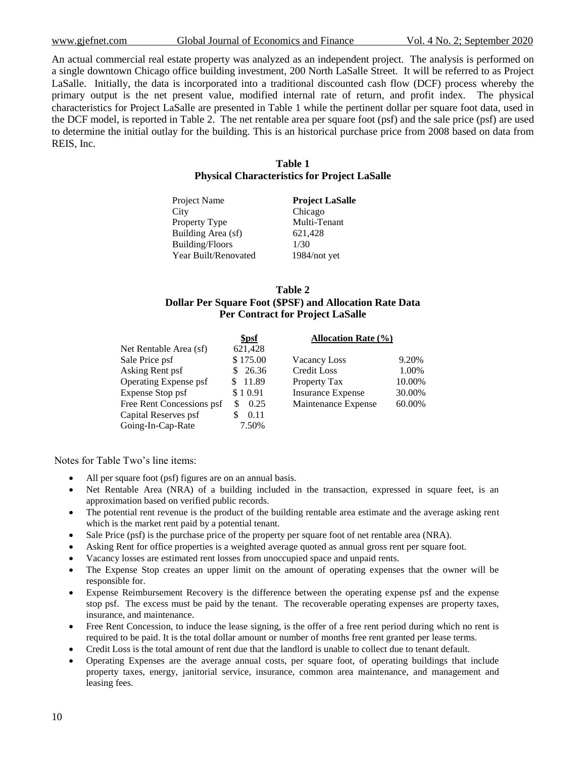An actual commercial real estate property was analyzed as an independent project. The analysis is performed on a single downtown Chicago office building investment, 200 North LaSalle Street. It will be referred to as Project LaSalle. Initially, the data is incorporated into a traditional discounted cash flow (DCF) process whereby the primary output is the net present value, modified internal rate of return, and profit index. The physical characteristics for Project LaSalle are presented in Table 1 while the pertinent dollar per square foot data, used in the DCF model, is reported in Table 2. The net rentable area per square foot (psf) and the sale price (psf) are used to determine the initial outlay for the building. This is an historical purchase price from 2008 based on data from REIS, Inc.

**Table 1**
**Physical Characteristics for Project LaSalle**

| Project Name | **Project LaSalle** |
|---|---|
| City | Chicago |
| Property Type | Multi-Tenant |
| Building Area (sf) | 621,428 |
| Building/Floors | 1/30 |
| Year Built/Renovated | 1984/not yet |

**Table 2**
**Dollar Per Square Foot ($PSF) and Allocation Rate Data Per Contract for Project LaSalle**

| | $psf | Allocation Rate (%) | |
|---|---|---|---|
| Net Rentable Area (sf) | 621,428 | | |
| Sale Price psf | $ 175.00 | Vacancy Loss | 9.20% |
| Asking Rent psf | $ 26.36 | Credit Loss | 1.00% |
| Operating Expense psf | $ 11.89 | Property Tax | 10.00% |
| Expense Stop psf | $ 10.91 | Insurance Expense | 30.00% |
| Free Rent Concessions psf | $ 0.25 | Maintenance Expense | 60.00% |
| Capital Reserves psf | $ 0.11 | | |
| Going-In-Cap-Rate | 7.50% | | |

Notes for Table Two's line items:

- All per square foot (psf) figures are on an annual basis.
- Net Rentable Area (NRA) of a building included in the transaction, expressed in square feet, is an approximation based on verified public records.
- The potential rent revenue is the product of the building rentable area estimate and the average asking rent which is the market rent paid by a potential tenant.
- Sale Price (psf) is the purchase price of the property per square foot of net rentable area (NRA).
- Asking Rent for office properties is a weighted average quoted as annual gross rent per square foot.
- Vacancy losses are estimated rent losses from unoccupied space and unpaid rents.
- The Expense Stop creates an upper limit on the amount of operating expenses that the owner will be responsible for.
- Expense Reimbursement Recovery is the difference between the operating expense psf and the expense stop psf. The excess must be paid by the tenant. The recoverable operating expenses are property taxes, insurance, and maintenance.
- Free Rent Concession, to induce the lease signing, is the offer of a free rent period during which no rent is required to be paid. It is the total dollar amount or number of months free rent granted per lease terms.
- Credit Loss is the total amount of rent due that the landlord is unable to collect due to tenant default.
- Operating Expenses are the average annual costs, per square foot, of operating buildings that include property taxes, energy, janitorial service, insurance, common area maintenance, and management and leasing fees.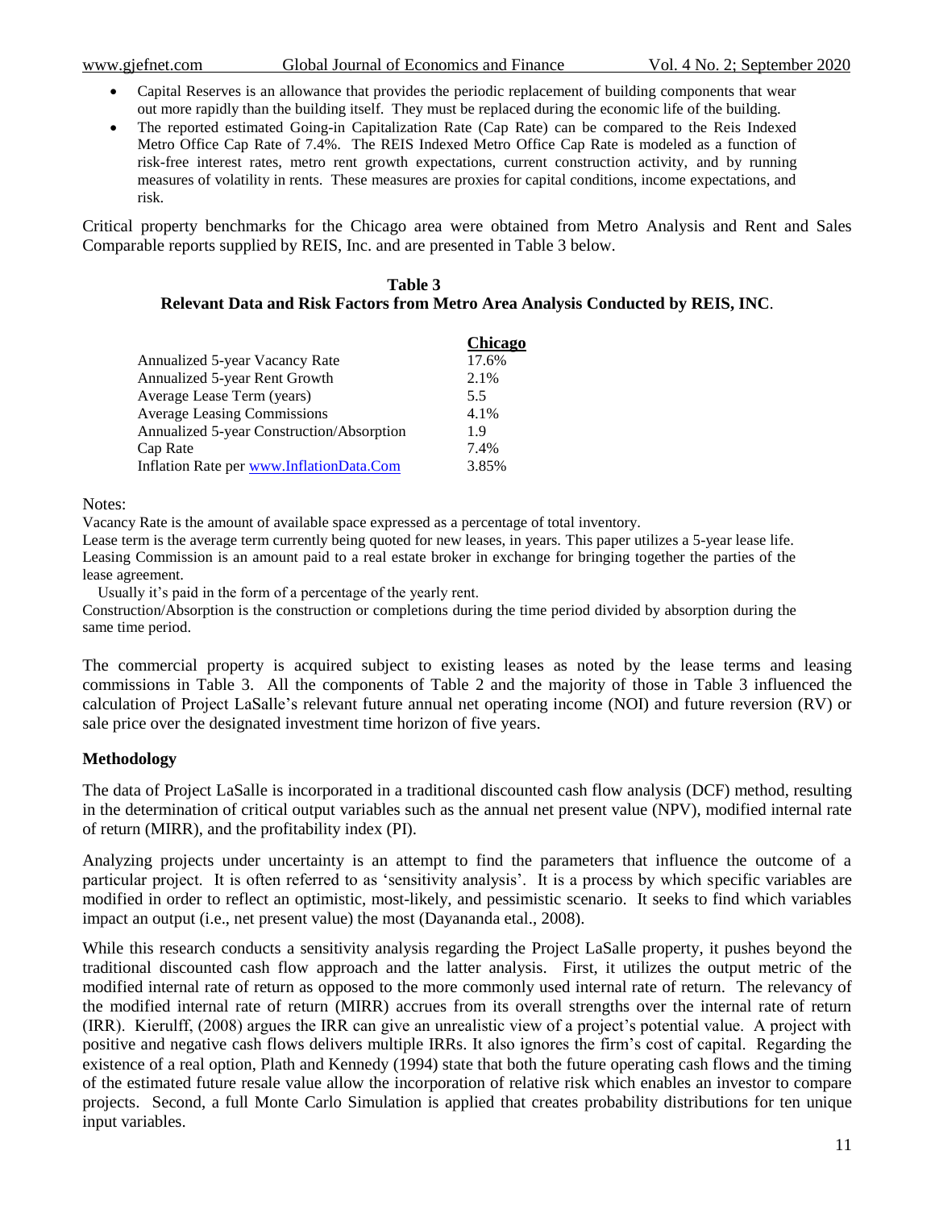- Capital Reserves is an allowance that provides the periodic replacement of building components that wear out more rapidly than the building itself. They must be replaced during the economic life of the building.
- The reported estimated Going-in Capitalization Rate (Cap Rate) can be compared to the Reis Indexed Metro Office Cap Rate of 7.4%. The REIS Indexed Metro Office Cap Rate is modeled as a function of risk-free interest rates, metro rent growth expectations, current construction activity, and by running measures of volatility in rents. These measures are proxies for capital conditions, income expectations, and risk.

Critical property benchmarks for the Chicago area were obtained from Metro Analysis and Rent and Sales Comparable reports supplied by REIS, Inc. and are presented in Table 3 below.

**Table 3**
**Relevant Data and Risk Factors from Metro Area Analysis Conducted by REIS, INC.**

| | Chicago |
|---|---|
| Annualized 5-year Vacancy Rate | 17.6% |
| Annualized 5-year Rent Growth | 2.1% |
| Average Lease Term (years) | 5.5 |
| Average Leasing Commissions | 4.1% |
| Annualized 5-year Construction/Absorption | 1.9 |
| Cap Rate | 7.4% |
| Inflation Rate per www.InflationData.Com | 3.85% |

Notes:

Vacancy Rate is the amount of available space expressed as a percentage of total inventory.

Lease term is the average term currently being quoted for new leases, in years. This paper utilizes a 5-year lease life.

Leasing Commission is an amount paid to a real estate broker in exchange for bringing together the parties of the lease agreement.

Usually it's paid in the form of a percentage of the yearly rent.

Construction/Absorption is the construction or completions during the time period divided by absorption during the same time period.

The commercial property is acquired subject to existing leases as noted by the lease terms and leasing commissions in Table 3. All the components of Table 2 and the majority of those in Table 3 influenced the calculation of Project LaSalle's relevant future annual net operating income (NOI) and future reversion (RV) or sale price over the designated investment time horizon of five years.

### Methodology

The data of Project LaSalle is incorporated in a traditional discounted cash flow analysis (DCF) method, resulting in the determination of critical output variables such as the annual net present value (NPV), modified internal rate of return (MIRR), and the profitability index (PI).

Analyzing projects under uncertainty is an attempt to find the parameters that influence the outcome of a particular project. It is often referred to as 'sensitivity analysis'. It is a process by which specific variables are modified in order to reflect an optimistic, most-likely, and pessimistic scenario. It seeks to find which variables impact an output (i.e., net present value) the most (Dayananda etal., 2008).

While this research conducts a sensitivity analysis regarding the Project LaSalle property, it pushes beyond the traditional discounted cash flow approach and the latter analysis. First, it utilizes the output metric of the modified internal rate of return as opposed to the more commonly used internal rate of return. The relevancy of the modified internal rate of return (MIRR) accrues from its overall strengths over the internal rate of return (IRR). Kierulff, (2008) argues the IRR can give an unrealistic view of a project's potential value. A project with positive and negative cash flows delivers multiple IRRs. It also ignores the firm's cost of capital. Regarding the existence of a real option, Plath and Kennedy (1994) state that both the future operating cash flows and the timing of the estimated future resale value allow the incorporation of relative risk which enables an investor to compare projects. Second, a full Monte Carlo Simulation is applied that creates probability distributions for ten unique input variables.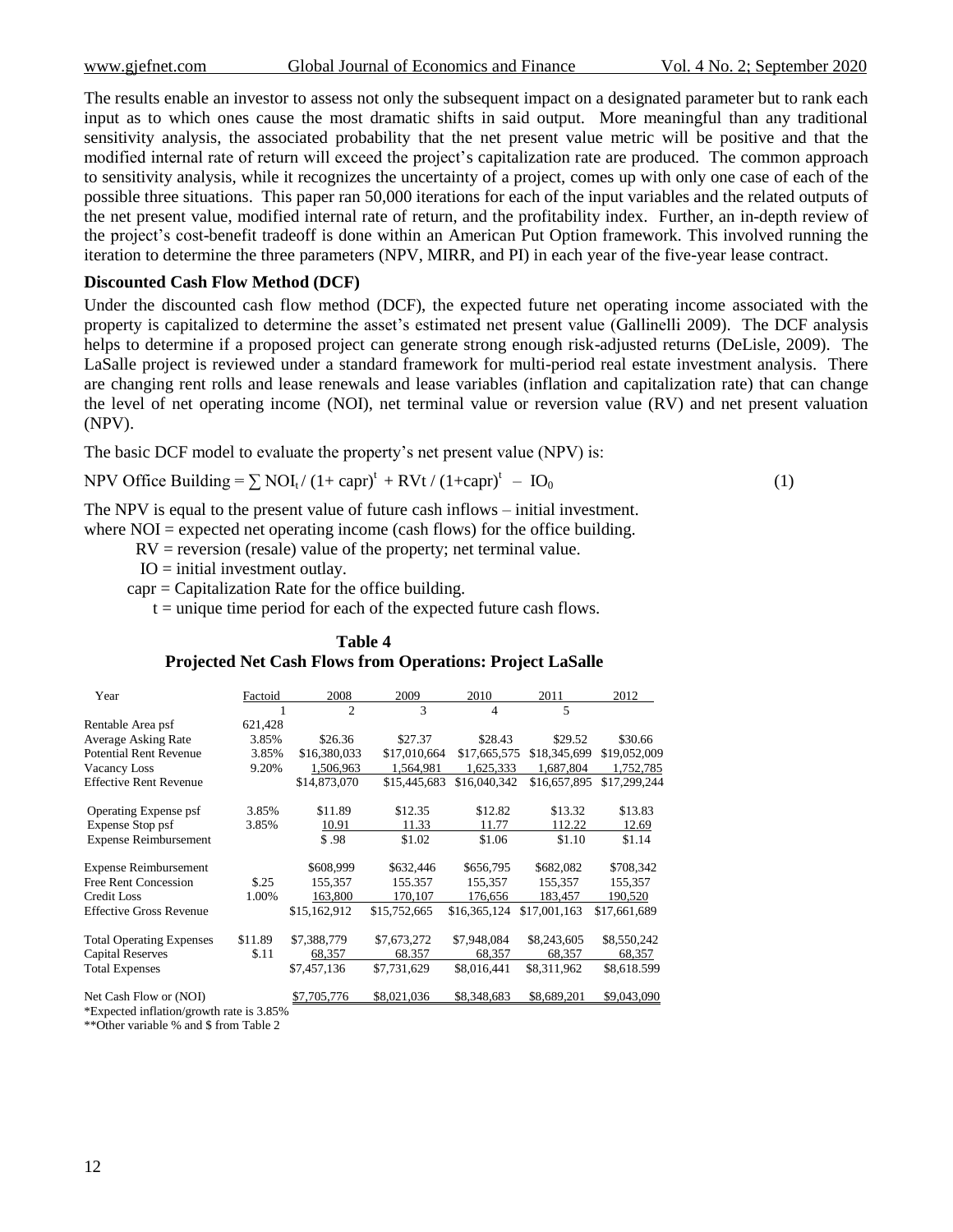The results enable an investor to assess not only the subsequent impact on a designated parameter but to rank each input as to which ones cause the most dramatic shifts in said output. More meaningful than any traditional sensitivity analysis, the associated probability that the net present value metric will be positive and that the modified internal rate of return will exceed the project's capitalization rate are produced. The common approach to sensitivity analysis, while it recognizes the uncertainty of a project, comes up with only one case of each of the possible three situations. This paper ran 50,000 iterations for each of the input variables and the related outputs of the net present value, modified internal rate of return, and the profitability index. Further, an in-depth review of the project's cost-benefit tradeoff is done within an American Put Option framework. This involved running the iteration to determine the three parameters (NPV, MIRR, and PI) in each year of the five-year lease contract.

**Discounted Cash Flow Method (DCF)**

Under the discounted cash flow method (DCF), the expected future net operating income associated with the property is capitalized to determine the asset's estimated net present value (Gallinelli 2009). The DCF analysis helps to determine if a proposed project can generate strong enough risk-adjusted returns (DeLisle, 2009). The LaSalle project is reviewed under a standard framework for multi-period real estate investment analysis. There are changing rent rolls and lease renewals and lease variables (inflation and capitalization rate) that can change the level of net operating income (NOI), net terminal value or reversion value (RV) and net present valuation (NPV).

The basic DCF model to evaluate the property's net present value (NPV) is:

$$\text{NPV Office Building} = \sum \text{NOI}_t / (1+\text{capr})^t + \text{RVt} / (1+\text{capr})^t - \text{IO}_0 \tag{1}$$

The NPV is equal to the present value of future cash inflows – initial investment.
where NOI = expected net operating income (cash flows) for the office building.

RV = reversion (resale) value of the property; net terminal value.

IO = initial investment outlay.

capr = Capitalization Rate for the office building.

t = unique time period for each of the expected future cash flows.

**Table 4**
**Projected Net Cash Flows from Operations: Project LaSalle**

| Year | Factoid | 2008 | 2009 | 2010 | 2011 | 2012 |
|---|---|---|---|---|---|---|
| | 1 | 2 | 3 | 4 | 5 | |
| Rentable Area psf | 621,428 | | | | | |
| Average Asking Rate | 3.85% | \$26.36 | \$27.37 | \$28.43 | \$29.52 | \$30.66 |
| Potential Rent Revenue | 3.85% | \$16,380,033 | \$17,010,664 | \$17,665,575 | \$18,345,699 | \$19,052,009 |
| Vacancy Loss | 9.20% | 1,506,963 | 1,564,981 | 1,625,333 | 1,687,804 | 1,752,785 |
| Effective Rent Revenue | | \$14,873,070 | \$15,445,683 | \$16,040,342 | \$16,657,895 | \$17,299,244 |
| Operating Expense psf | 3.85% | \$11.89 | \$12.35 | \$12.82 | \$13.32 | \$13.83 |
| Expense Stop psf | 3.85% | 10.91 | 11.33 | 11.77 | 112.22 | 12.69 |
| Expense Reimbursement | | \$ .98 | \$1.02 | \$1.06 | \$1.10 | \$1.14 |
| Expense Reimbursement | | \$608,999 | \$632,446 | \$656,795 | \$682,082 | \$708,342 |
| Free Rent Concession | \$.25 | 155,357 | 155.357 | 155,357 | 155,357 | 155,357 |
| Credit Loss | 1.00% | 163,800 | 170,107 | 176,656 | 183,457 | 190,520 |
| Effective Gross Revenue | | \$15,162,912 | \$15,752,665 | \$16,365,124 | \$17,001,163 | \$17,661,689 |
| Total Operating Expenses | \$11.89 | \$7,388,779 | \$7,673,272 | \$7,948,084 | \$8,243,605 | \$8,550,242 |
| Capital Reserves | \$.11 | 68,357 | 68.357 | 68,357 | 68,357 | 68,357 |
| Total Expenses | | \$7,457,136 | \$7,731,629 | \$8,016,441 | \$8,311,962 | \$8.618.599 |
| Net Cash Flow or (NOI) | | \$7,705,776 | \$8,021,036 | \$8,348,683 | \$8,689,201 | \$9,043,090 |

*Expected inflation/growth rate is 3.85%

**Other variable % and \$ from Table 2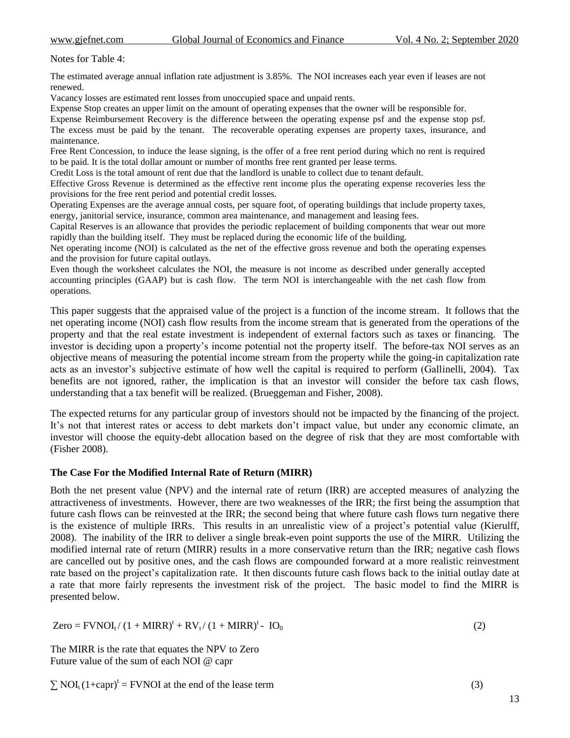Notes for Table 4:

The estimated average annual inflation rate adjustment is 3.85%. The NOI increases each year even if leases are not renewed.

Vacancy losses are estimated rent losses from unoccupied space and unpaid rents.

Expense Stop creates an upper limit on the amount of operating expenses that the owner will be responsible for.

Expense Reimbursement Recovery is the difference between the operating expense psf and the expense stop psf. The excess must be paid by the tenant. The recoverable operating expenses are property taxes, insurance, and maintenance.

Free Rent Concession, to induce the lease signing, is the offer of a free rent period during which no rent is required to be paid. It is the total dollar amount or number of months free rent granted per lease terms.

Credit Loss is the total amount of rent due that the landlord is unable to collect due to tenant default.

Effective Gross Revenue is determined as the effective rent income plus the operating expense recoveries less the provisions for the free rent period and potential credit losses.

Operating Expenses are the average annual costs, per square foot, of operating buildings that include property taxes, energy, janitorial service, insurance, common area maintenance, and management and leasing fees.

Capital Reserves is an allowance that provides the periodic replacement of building components that wear out more rapidly than the building itself. They must be replaced during the economic life of the building.

Net operating income (NOI) is calculated as the net of the effective gross revenue and both the operating expenses and the provision for future capital outlays.

Even though the worksheet calculates the NOI, the measure is not income as described under generally accepted accounting principles (GAAP) but is cash flow. The term NOI is interchangeable with the net cash flow from operations.

This paper suggests that the appraised value of the project is a function of the income stream. It follows that the net operating income (NOI) cash flow results from the income stream that is generated from the operations of the property and that the real estate investment is independent of external factors such as taxes or financing. The investor is deciding upon a property's income potential not the property itself. The before-tax NOI serves as an objective means of measuring the potential income stream from the property while the going-in capitalization rate acts as an investor's subjective estimate of how well the capital is required to perform (Gallinelli, 2004). Tax benefits are not ignored, rather, the implication is that an investor will consider the before tax cash flows, understanding that a tax benefit will be realized. (Brueggeman and Fisher, 2008).

The expected returns for any particular group of investors should not be impacted by the financing of the project. It's not that interest rates or access to debt markets don't impact value, but under any economic climate, an investor will choose the equity-debt allocation based on the degree of risk that they are most comfortable with (Fisher 2008).

**The Case For the Modified Internal Rate of Return (MIRR)**

Both the net present value (NPV) and the internal rate of return (IRR) are accepted measures of analyzing the attractiveness of investments. However, there are two weaknesses of the IRR; the first being the assumption that future cash flows can be reinvested at the IRR; the second being that where future cash flows turn negative there is the existence of multiple IRRs. This results in an unrealistic view of a project's potential value (Kierulff, 2008). The inability of the IRR to deliver a single break-even point supports the use of the MIRR. Utilizing the modified internal rate of return (MIRR) results in a more conservative return than the IRR; negative cash flows are cancelled out by positive ones, and the cash flows are compounded forward at a more realistic reinvestment rate based on the project's capitalization rate. It then discounts future cash flows back to the initial outlay date at a rate that more fairly represents the investment risk of the project. The basic model to find the MIRR is presented below.

$$\text{Zero} = FVNOI_t / (1 + MIRR)^t + RV_t / (1 + MIRR)^t - IO_0 \quad (2)$$

The MIRR is the rate that equates the NPV to Zero

Future value of the sum of each NOI @ capr

$$\sum NOI_t (1+capr)^t = FVNOI \text{ at the end of the lease term} \quad (3)$$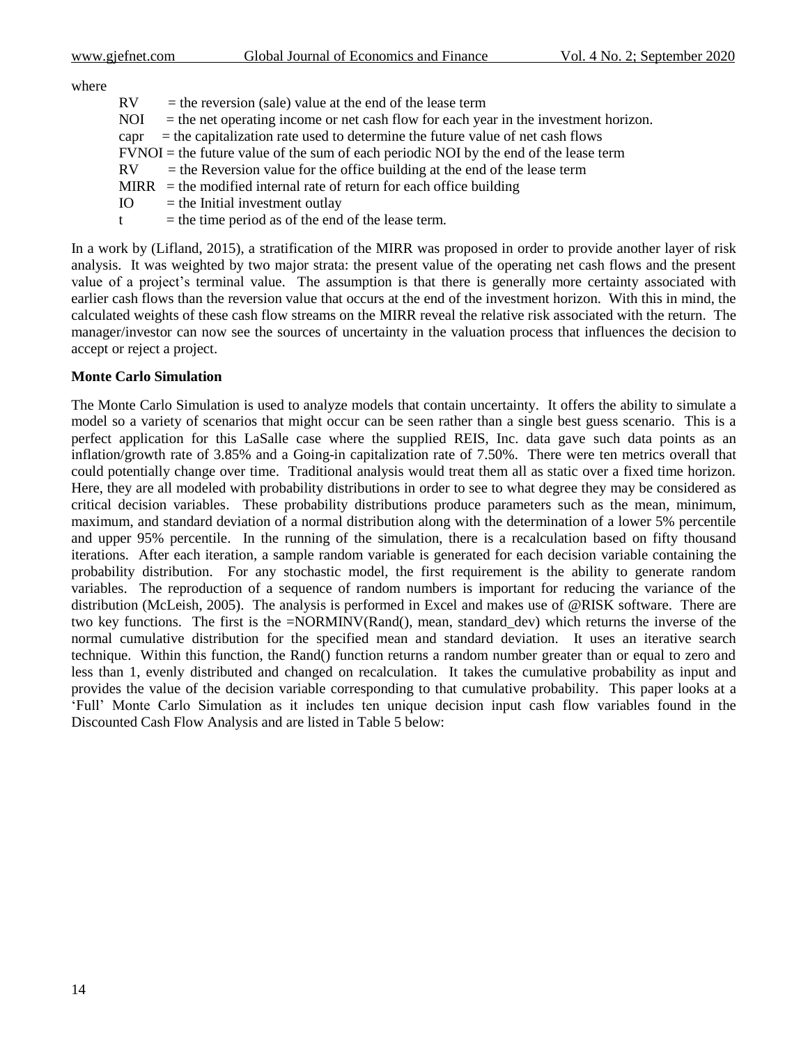where

RV = the reversion (sale) value at the end of the lease term
NOI = the net operating income or net cash flow for each year in the investment horizon.
capr = the capitalization rate used to determine the future value of net cash flows
FVNOI = the future value of the sum of each periodic NOI by the end of the lease term
RV = the Reversion value for the office building at the end of the lease term
MIRR = the modified internal rate of return for each office building
IO = the Initial investment outlay
t = the time period as of the end of the lease term.

In a work by (Lifland, 2015), a stratification of the MIRR was proposed in order to provide another layer of risk analysis. It was weighted by two major strata: the present value of the operating net cash flows and the present value of a project's terminal value. The assumption is that there is generally more certainty associated with earlier cash flows than the reversion value that occurs at the end of the investment horizon. With this in mind, the calculated weights of these cash flow streams on the MIRR reveal the relative risk associated with the return. The manager/investor can now see the sources of uncertainty in the valuation process that influences the decision to accept or reject a project.

**Monte Carlo Simulation**

The Monte Carlo Simulation is used to analyze models that contain uncertainty. It offers the ability to simulate a model so a variety of scenarios that might occur can be seen rather than a single best guess scenario. This is a perfect application for this LaSalle case where the supplied REIS, Inc. data gave such data points as an inflation/growth rate of 3.85% and a Going-in capitalization rate of 7.50%. There were ten metrics overall that could potentially change over time. Traditional analysis would treat them all as static over a fixed time horizon. Here, they are all modeled with probability distributions in order to see to what degree they may be considered as critical decision variables. These probability distributions produce parameters such as the mean, minimum, maximum, and standard deviation of a normal distribution along with the determination of a lower 5% percentile and upper 95% percentile. In the running of the simulation, there is a recalculation based on fifty thousand iterations. After each iteration, a sample random variable is generated for each decision variable containing the probability distribution. For any stochastic model, the first requirement is the ability to generate random variables. The reproduction of a sequence of random numbers is important for reducing the variance of the distribution (McLeish, 2005). The analysis is performed in Excel and makes use of @RISK software. There are two key functions. The first is the =NORMINV(Rand(), mean, standard_dev) which returns the inverse of the normal cumulative distribution for the specified mean and standard deviation. It uses an iterative search technique. Within this function, the Rand() function returns a random number greater than or equal to zero and less than 1, evenly distributed and changed on recalculation. It takes the cumulative probability as input and provides the value of the decision variable corresponding to that cumulative probability. This paper looks at a 'Full' Monte Carlo Simulation as it includes ten unique decision input cash flow variables found in the Discounted Cash Flow Analysis and are listed in Table 5 below: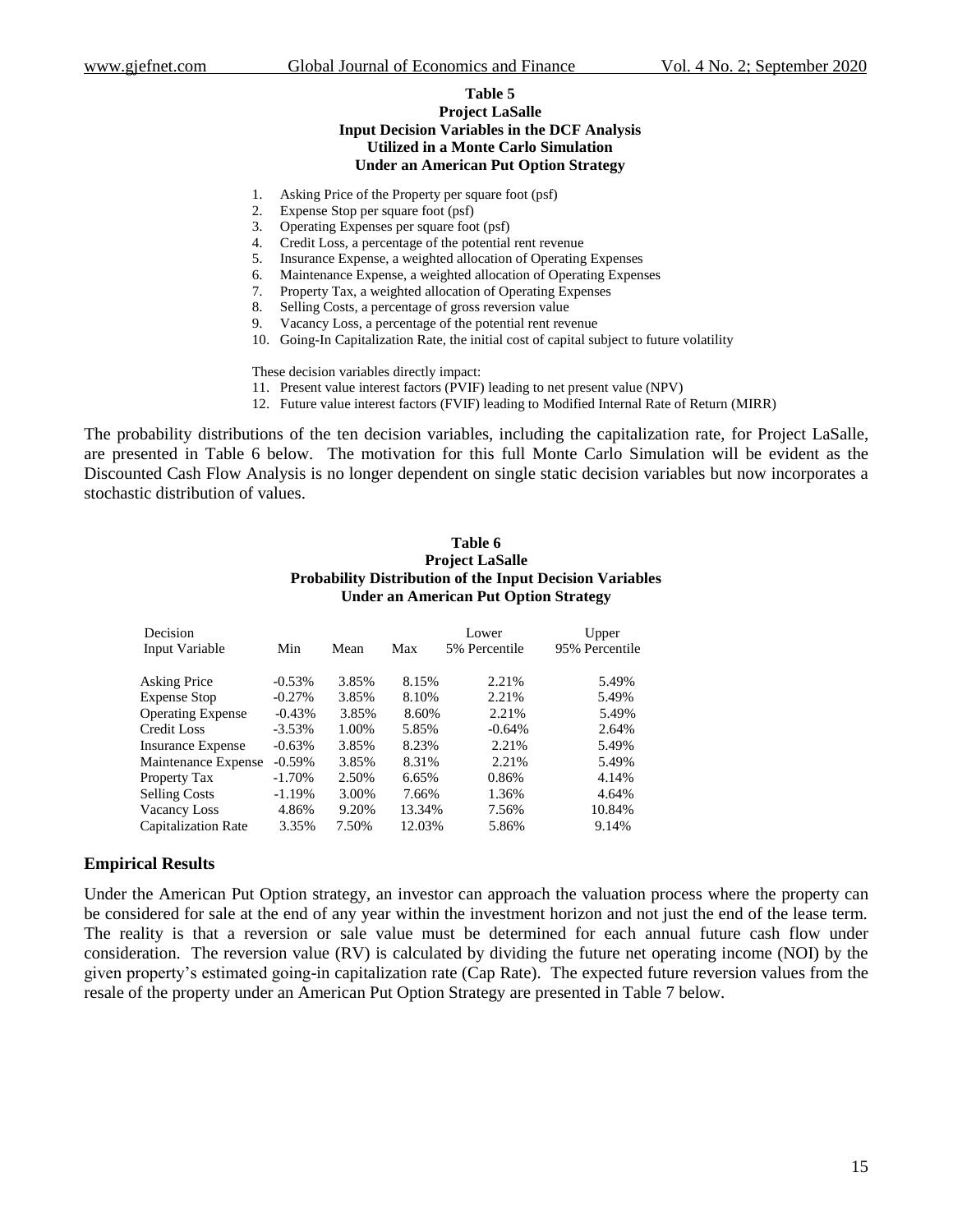**Table 5**
**Project LaSalle**
**Input Decision Variables in the DCF Analysis**
**Utilized in a Monte Carlo Simulation**
**Under an American Put Option Strategy**

1. Asking Price of the Property per square foot (psf)
2. Expense Stop per square foot (psf)
3. Operating Expenses per square foot (psf)
4. Credit Loss, a percentage of the potential rent revenue
5. Insurance Expense, a weighted allocation of Operating Expenses
6. Maintenance Expense, a weighted allocation of Operating Expenses
7. Property Tax, a weighted allocation of Operating Expenses
8. Selling Costs, a percentage of gross reversion value
9. Vacancy Loss, a percentage of the potential rent revenue
10. Going-In Capitalization Rate, the initial cost of capital subject to future volatility

These decision variables directly impact:

11. Present value interest factors (PVIF) leading to net present value (NPV)
12. Future value interest factors (FVIF) leading to Modified Internal Rate of Return (MIRR)

The probability distributions of the ten decision variables, including the capitalization rate, for Project LaSalle, are presented in Table 6 below. The motivation for this full Monte Carlo Simulation will be evident as the Discounted Cash Flow Analysis is no longer dependent on single static decision variables but now incorporates a stochastic distribution of values.

**Table 6**
**Project LaSalle**
**Probability Distribution of the Input Decision Variables**
**Under an American Put Option Strategy**

| Decision Input Variable | Min | Mean | Max | Lower 5% Percentile | Upper 95% Percentile |
|---|---|---|---|---|---|
| Asking Price | -0.53% | 3.85% | 8.15% | 2.21% | 5.49% |
| Expense Stop | -0.27% | 3.85% | 8.10% | 2.21% | 5.49% |
| Operating Expense | -0.43% | 3.85% | 8.60% | 2.21% | 5.49% |
| Credit Loss | -3.53% | 1.00% | 5.85% | -0.64% | 2.64% |
| Insurance Expense | -0.63% | 3.85% | 8.23% | 2.21% | 5.49% |
| Maintenance Expense | -0.59% | 3.85% | 8.31% | 2.21% | 5.49% |
| Property Tax | -1.70% | 2.50% | 6.65% | 0.86% | 4.14% |
| Selling Costs | -1.19% | 3.00% | 7.66% | 1.36% | 4.64% |
| Vacancy Loss | 4.86% | 9.20% | 13.34% | 7.56% | 10.84% |
| Capitalization Rate | 3.35% | 7.50% | 12.03% | 5.86% | 9.14% |

## Empirical Results

Under the American Put Option strategy, an investor can approach the valuation process where the property can be considered for sale at the end of any year within the investment horizon and not just the end of the lease term. The reality is that a reversion or sale value must be determined for each annual future cash flow under consideration. The reversion value (RV) is calculated by dividing the future net operating income (NOI) by the given property's estimated going-in capitalization rate (Cap Rate). The expected future reversion values from the resale of the property under an American Put Option Strategy are presented in Table 7 below.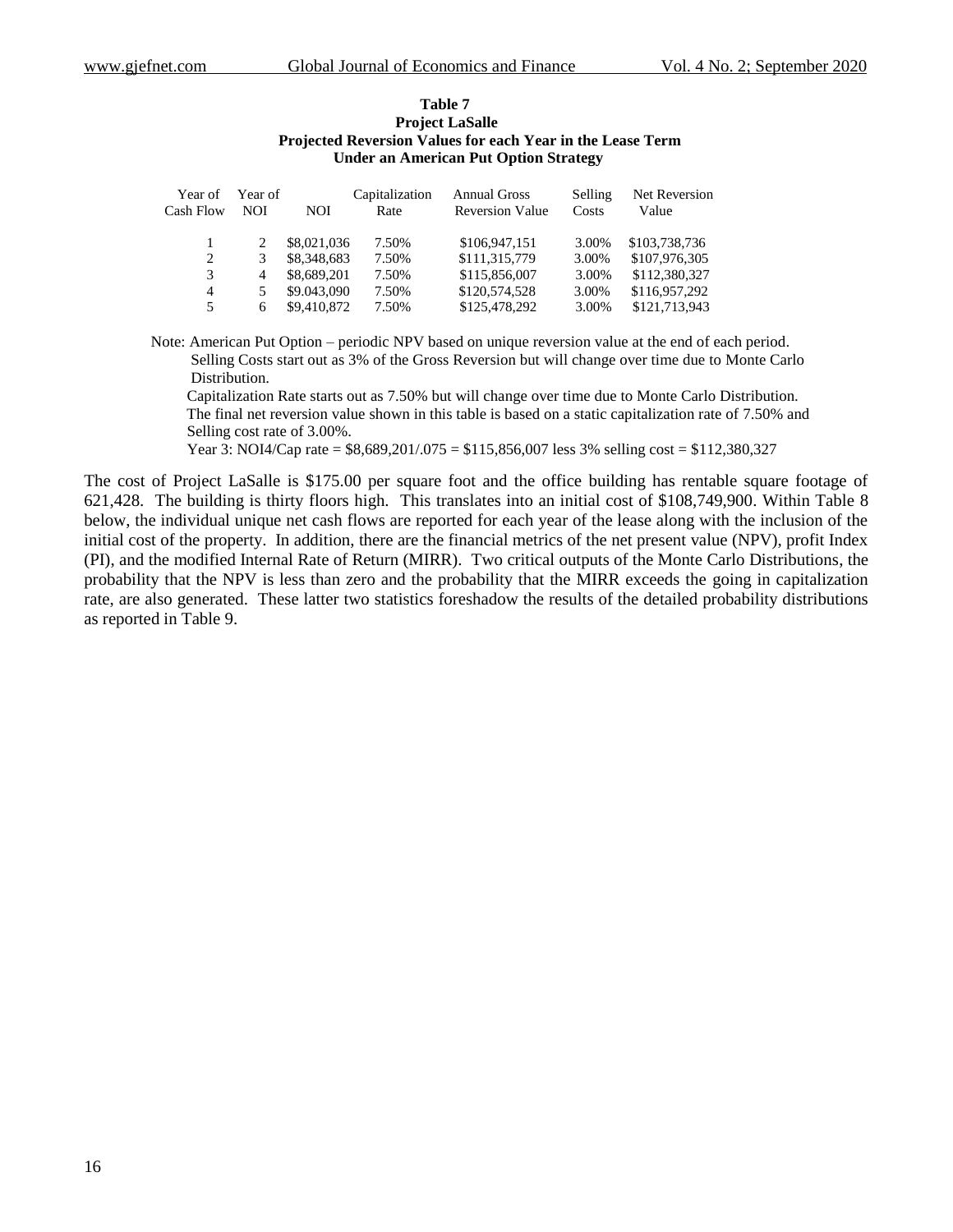**Table 7**
**Project LaSalle**
**Projected Reversion Values for each Year in the Lease Term**
**Under an American Put Option Strategy**

| Year of Cash Flow | Year of NOI | NOI | Capitalization Rate | Annual Gross Reversion Value | Selling Costs | Net Reversion Value |
|---|---|---|---|---|---|---|
| 1 | 2 | \$8,021,036 | 7.50% | \$106,947,151 | 3.00% | \$103,738,736 |
| 2 | 3 | \$8,348,683 | 7.50% | \$111,315,779 | 3.00% | \$107,976,305 |
| 3 | 4 | \$8,689,201 | 7.50% | \$115,856,007 | 3.00% | \$112,380,327 |
| 4 | 5 | \$9.043,090 | 7.50% | \$120,574,528 | 3.00% | \$116,957,292 |
| 5 | 6 | \$9,410,872 | 7.50% | \$125,478,292 | 3.00% | \$121,713,943 |

Note: American Put Option – periodic NPV based on unique reversion value at the end of each period.
Selling Costs start out as 3% of the Gross Reversion but will change over time due to Monte Carlo Distribution.
Capitalization Rate starts out as 7.50% but will change over time due to Monte Carlo Distribution.
The final net reversion value shown in this table is based on a static capitalization rate of 7.50% and Selling cost rate of 3.00%.
Year 3: NOI4/Cap rate = \$8,689,201/.075 = \$115,856,007 less 3% selling cost = \$112,380,327

The cost of Project LaSalle is \$175.00 per square foot and the office building has rentable square footage of 621,428. The building is thirty floors high. This translates into an initial cost of \$108,749,900. Within Table 8 below, the individual unique net cash flows are reported for each year of the lease along with the inclusion of the initial cost of the property. In addition, there are the financial metrics of the net present value (NPV), profit Index (PI), and the modified Internal Rate of Return (MIRR). Two critical outputs of the Monte Carlo Distributions, the probability that the NPV is less than zero and the probability that the MIRR exceeds the going in capitalization rate, are also generated. These latter two statistics foreshadow the results of the detailed probability distributions as reported in Table 9.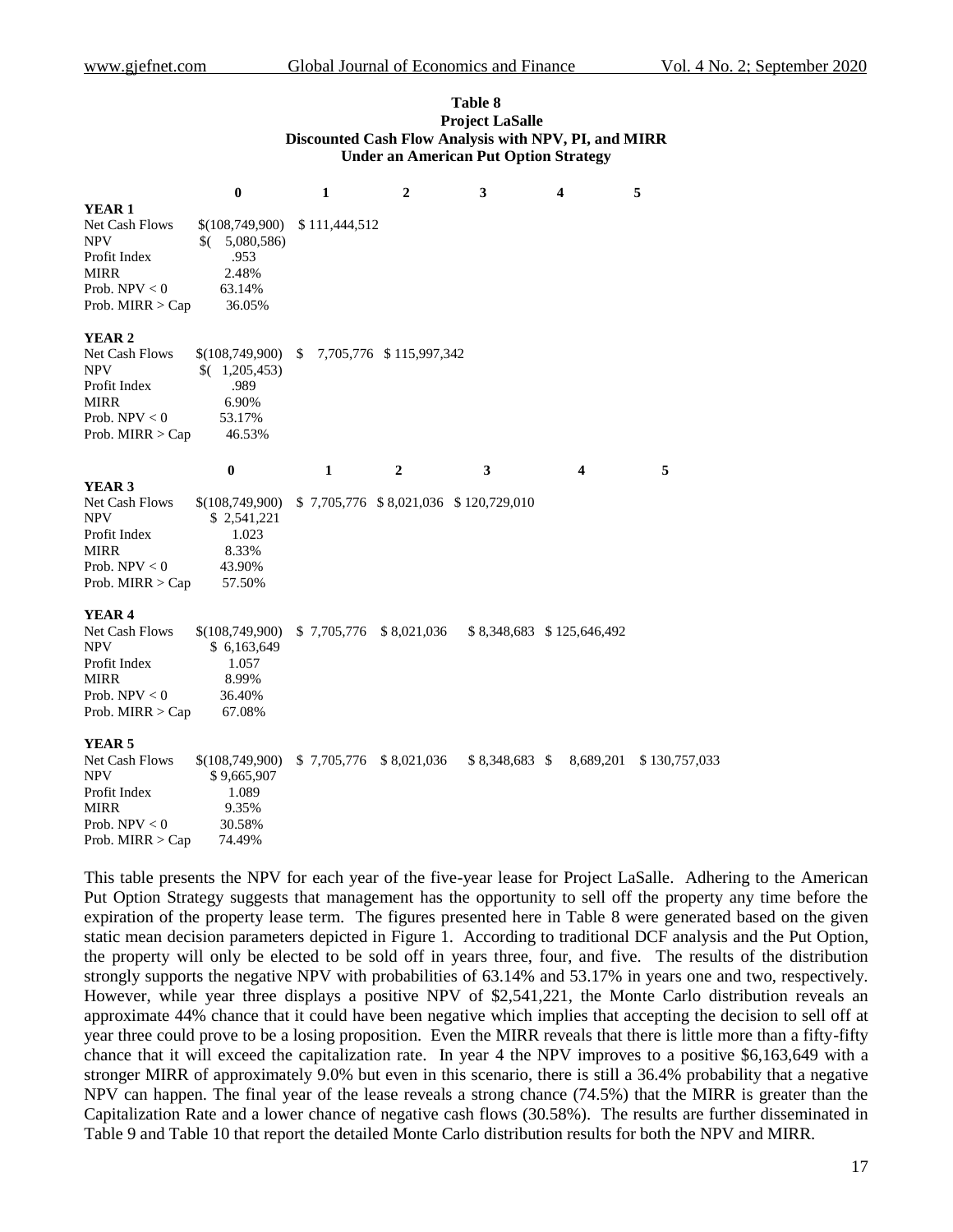**Table 8**
**Project LaSalle**
**Discounted Cash Flow Analysis with NPV, PI, and MIRR**
**Under an American Put Option Strategy**

| | 0 | 1 | 2 | 3 | 4 | 5 |
|---|---|---|---|---|---|---|
| **YEAR 1** | | | | | | |
| Net Cash Flows | $(108,749,900) | $ 111,444,512 | | | | |
| NPV | $( 5,080,586) | | | | | |
| Profit Index | .953 | | | | | |
| MIRR | 2.48% | | | | | |
| Prob. NPV < 0 | 63.14% | | | | | |
| Prob. MIRR > Cap | 36.05% | | | | | |
| **YEAR 2** | | | | | | |
| Net Cash Flows | $(108,749,900) | $ 7,705,776 | $ 115,997,342 | | | |
| NPV | $( 1,205,453) | | | | | |
| Profit Index | .989 | | | | | |
| MIRR | 6.90% | | | | | |
| Prob. NPV < 0 | 53.17% | | | | | |
| Prob. MIRR > Cap | 46.53% | | | | | |
| **YEAR 3** | | | | | | |
| Net Cash Flows | $(108,749,900) | $ 7,705,776 | $ 8,021,036 | $ 120,729,010 | | |
| NPV | $ 2,541,221 | | | | | |
| Profit Index | 1.023 | | | | | |
| MIRR | 8.33% | | | | | |
| Prob. NPV < 0 | 43.90% | | | | | |
| Prob. MIRR > Cap | 57.50% | | | | | |
| **YEAR 4** | | | | | | |
| Net Cash Flows | $(108,749,900) | $ 7,705,776 | $ 8,021,036 | $ 8,348,683 | $ 125,646,492 | |
| NPV | $ 6,163,649 | | | | | |
| Profit Index | 1.057 | | | | | |
| MIRR | 8.99% | | | | | |
| Prob. NPV < 0 | 36.40% | | | | | |
| Prob. MIRR > Cap | 67.08% | | | | | |
| **YEAR 5** | | | | | | |
| Net Cash Flows | $(108,749,900) | $ 7,705,776 | $ 8,021,036 | $ 8,348,683 | $ 8,689,201 | $ 130,757,033 |
| NPV | $ 9,665,907 | | | | | |
| Profit Index | 1.089 | | | | | |
| MIRR | 9.35% | | | | | |
| Prob. NPV < 0 | 30.58% | | | | | |
| Prob. MIRR > Cap | 74.49% | | | | | |

This table presents the NPV for each year of the five-year lease for Project LaSalle. Adhering to the American Put Option Strategy suggests that management has the opportunity to sell off the property any time before the expiration of the property lease term. The figures presented here in Table 8 were generated based on the given static mean decision parameters depicted in Figure 1. According to traditional DCF analysis and the Put Option, the property will only be elected to be sold off in years three, four, and five. The results of the distribution strongly supports the negative NPV with probabilities of 63.14% and 53.17% in years one and two, respectively. However, while year three displays a positive NPV of $2,541,221, the Monte Carlo distribution reveals an approximate 44% chance that it could have been negative which implies that accepting the decision to sell off at year three could prove to be a losing proposition. Even the MIRR reveals that there is little more than a fifty-fifty chance that it will exceed the capitalization rate. In year 4 the NPV improves to a positive $6,163,649 with a stronger MIRR of approximately 9.0% but even in this scenario, there is still a 36.4% probability that a negative NPV can happen. The final year of the lease reveals a strong chance (74.5%) that the MIRR is greater than the Capitalization Rate and a lower chance of negative cash flows (30.58%). The results are further disseminated in Table 9 and Table 10 that report the detailed Monte Carlo distribution results for both the NPV and MIRR.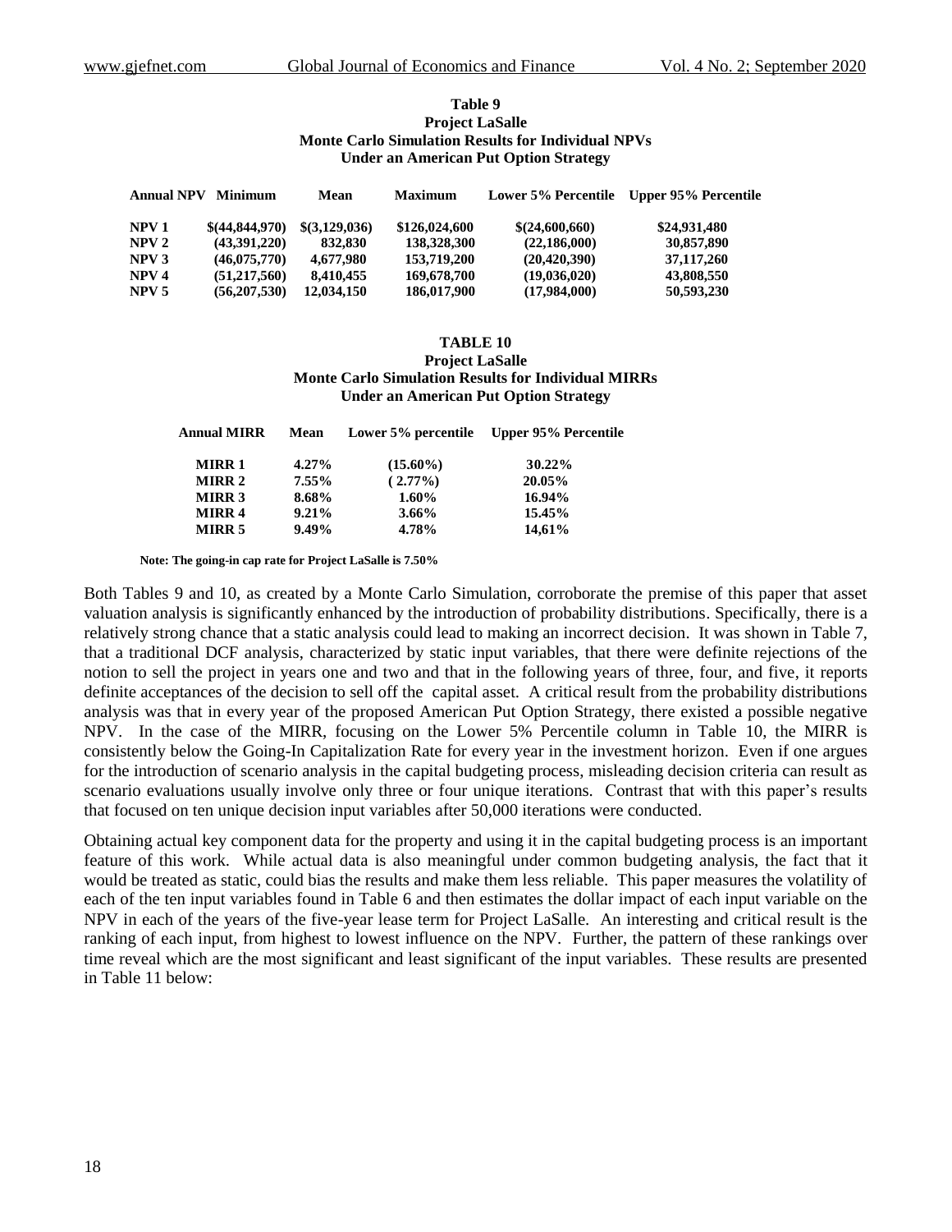**Table 9**
**Project LaSalle**
**Monte Carlo Simulation Results for Individual NPVs**
**Under an American Put Option Strategy**

| Annual NPV | Minimum | Mean | Maximum | Lower 5% Percentile | Upper 95% Percentile |
|---|---|---|---|---|---|
| NPV 1 | $(44,844,970) | $(3,129,036) | $126,024,600 | $(24,600,660) | $24,931,480 |
| NPV 2 | (43,391,220) | 832,830 | 138,328,300 | (22,186,000) | 30,857,890 |
| NPV 3 | (46,075,770) | 4,677,980 | 153,719,200 | (20,420,390) | 37,117,260 |
| NPV 4 | (51,217,560) | 8,410,455 | 169,678,700 | (19,036,020) | 43,808,550 |
| NPV 5 | (56,207,530) | 12,034,150 | 186,017,900 | (17,984,000) | 50,593,230 |

**TABLE 10**
**Project LaSalle**
**Monte Carlo Simulation Results for Individual MIRRs**
**Under an American Put Option Strategy**

| Annual MIRR | Mean | Lower 5% percentile | Upper 95% Percentile |
|---|---|---|---|
| MIRR 1 | 4.27% | (15.60%) | 30.22% |
| MIRR 2 | 7.55% | ( 2.77%) | 20.05% |
| MIRR 3 | 8.68% | 1.60% | 16.94% |
| MIRR 4 | 9.21% | 3.66% | 15.45% |
| MIRR 5 | 9.49% | 4.78% | 14,61% |

**Note: The going-in cap rate for Project LaSalle is 7.50%**

Both Tables 9 and 10, as created by a Monte Carlo Simulation, corroborate the premise of this paper that asset valuation analysis is significantly enhanced by the introduction of probability distributions. Specifically, there is a relatively strong chance that a static analysis could lead to making an incorrect decision. It was shown in Table 7, that a traditional DCF analysis, characterized by static input variables, that there were definite rejections of the notion to sell the project in years one and two and that in the following years of three, four, and five, it reports definite acceptances of the decision to sell off the capital asset. A critical result from the probability distributions analysis was that in every year of the proposed American Put Option Strategy, there existed a possible negative NPV. In the case of the MIRR, focusing on the Lower 5% Percentile column in Table 10, the MIRR is consistently below the Going-In Capitalization Rate for every year in the investment horizon. Even if one argues for the introduction of scenario analysis in the capital budgeting process, misleading decision criteria can result as scenario evaluations usually involve only three or four unique iterations. Contrast that with this paper's results that focused on ten unique decision input variables after 50,000 iterations were conducted.

Obtaining actual key component data for the property and using it in the capital budgeting process is an important feature of this work. While actual data is also meaningful under common budgeting analysis, the fact that it would be treated as static, could bias the results and make them less reliable. This paper measures the volatility of each of the ten input variables found in Table 6 and then estimates the dollar impact of each input variable on the NPV in each of the years of the five-year lease term for Project LaSalle. An interesting and critical result is the ranking of each input, from highest to lowest influence on the NPV. Further, the pattern of these rankings over time reveal which are the most significant and least significant of the input variables. These results are presented in Table 11 below: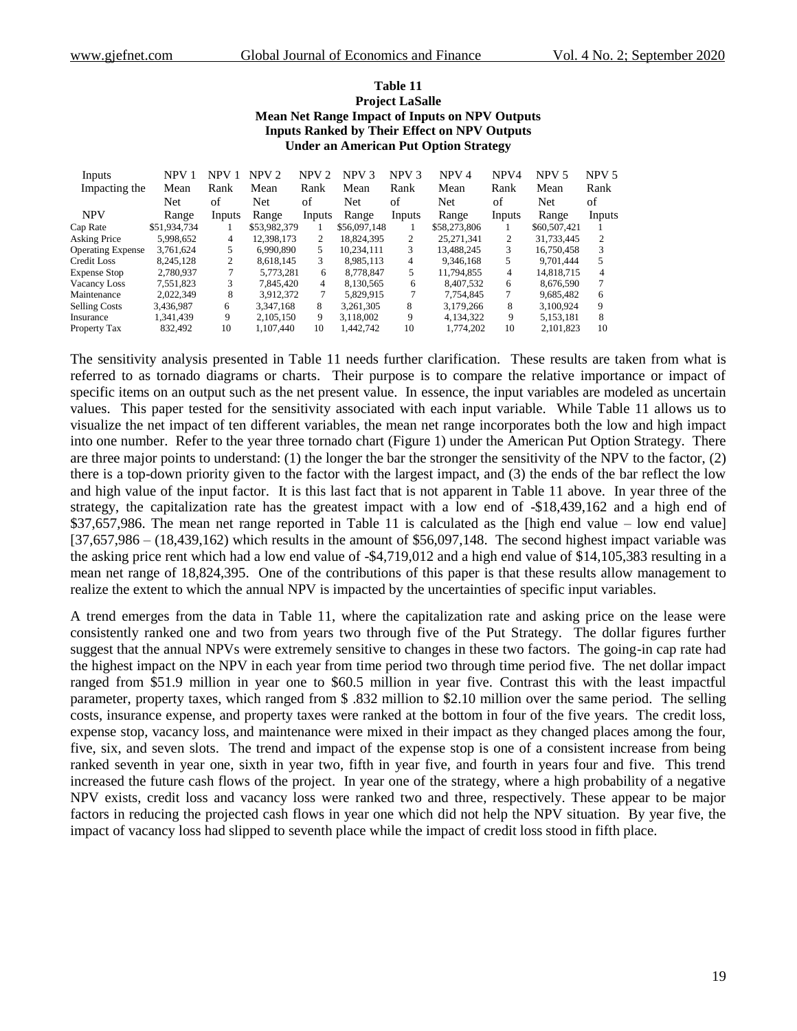**Table 11**
**Project LaSalle**
**Mean Net Range Impact of Inputs on NPV Outputs**
**Inputs Ranked by Their Effect on NPV Outputs**
**Under an American Put Option Strategy**

| Inputs Impacting the NPV | NPV 1 Mean Net Range | NPV 1 Rank of Inputs | NPV 2 Mean Net Range | NPV 2 Rank of Inputs | NPV 3 Mean Net Range | NPV 3 Rank of Inputs | NPV 4 Mean Net Range | NPV4 Rank of Inputs | NPV 5 Mean Net Range | NPV 5 Rank of Inputs |
|---|---|---|---|---|---|---|---|---|---|---|
| Cap Rate | $51,934,734 | 1 | $53,982,379 | 1 | $56,097,148 | 1 | $58,273,806 | 1 | $60,507,421 | 1 |
| Asking Price | 5,998,652 | 4 | 12,398,173 | 2 | 18,824,395 | 2 | 25,271,341 | 2 | 31,733,445 | 2 |
| Operating Expense | 3,761,624 | 5 | 6,990,890 | 5 | 10,234,111 | 3 | 13,488,245 | 3 | 16,750,458 | 3 |
| Credit Loss | 8,245,128 | 2 | 8,618,145 | 3 | 8,985,113 | 4 | 9,346,168 | 5 | 9,701,444 | 5 |
| Expense Stop | 2,780,937 | 7 | 5,773,281 | 6 | 8,778,847 | 5 | 11,794,855 | 4 | 14,818,715 | 4 |
| Vacancy Loss | 7,551,823 | 3 | 7,845,420 | 4 | 8,130,565 | 6 | 8,407,532 | 6 | 8,676,590 | 7 |
| Maintenance | 2,022,349 | 8 | 3,912,372 | 7 | 5,829,915 | 7 | 7,754,845 | 7 | 9,685,482 | 6 |
| Selling Costs | 3,436,987 | 6 | 3,347,168 | 8 | 3,261,305 | 8 | 3,179,266 | 8 | 3,100,924 | 9 |
| Insurance | 1,341,439 | 9 | 2,105,150 | 9 | 3,118,002 | 9 | 4,134,322 | 9 | 5,153,181 | 8 |
| Property Tax | 832,492 | 10 | 1,107,440 | 10 | 1,442,742 | 10 | 1,774,202 | 10 | 2,101,823 | 10 |

The sensitivity analysis presented in Table 11 needs further clarification. These results are taken from what is referred to as tornado diagrams or charts. Their purpose is to compare the relative importance or impact of specific items on an output such as the net present value. In essence, the input variables are modeled as uncertain values. This paper tested for the sensitivity associated with each input variable. While Table 11 allows us to visualize the net impact of ten different variables, the mean net range incorporates both the low and high impact into one number. Refer to the year three tornado chart (Figure 1) under the American Put Option Strategy. There are three major points to understand: (1) the longer the bar the stronger the sensitivity of the NPV to the factor, (2) there is a top-down priority given to the factor with the largest impact, and (3) the ends of the bar reflect the low and high value of the input factor. It is this last fact that is not apparent in Table 11 above. In year three of the strategy, the capitalization rate has the greatest impact with a low end of -$18,439,162 and a high end of $37,657,986. The mean net range reported in Table 11 is calculated as the [high end value – low end value] [37,657,986 – (18,439,162) which results in the amount of $56,097,148. The second highest impact variable was the asking price rent which had a low end value of -$4,719,012 and a high end value of $14,105,383 resulting in a mean net range of 18,824,395. One of the contributions of this paper is that these results allow management to realize the extent to which the annual NPV is impacted by the uncertainties of specific input variables.

A trend emerges from the data in Table 11, where the capitalization rate and asking price on the lease were consistently ranked one and two from years two through five of the Put Strategy. The dollar figures further suggest that the annual NPVs were extremely sensitive to changes in these two factors. The going-in cap rate had the highest impact on the NPV in each year from time period two through time period five. The net dollar impact ranged from $51.9 million in year one to $60.5 million in year five. Contrast this with the least impactful parameter, property taxes, which ranged from $ .832 million to $2.10 million over the same period. The selling costs, insurance expense, and property taxes were ranked at the bottom in four of the five years. The credit loss, expense stop, vacancy loss, and maintenance were mixed in their impact as they changed places among the four, five, six, and seven slots. The trend and impact of the expense stop is one of a consistent increase from being ranked seventh in year one, sixth in year two, fifth in year five, and fourth in years four and five. This trend increased the future cash flows of the project. In year one of the strategy, where a high probability of a negative NPV exists, credit loss and vacancy loss were ranked two and three, respectively. These appear to be major factors in reducing the projected cash flows in year one which did not help the NPV situation. By year five, the impact of vacancy loss had slipped to seventh place while the impact of credit loss stood in fifth place.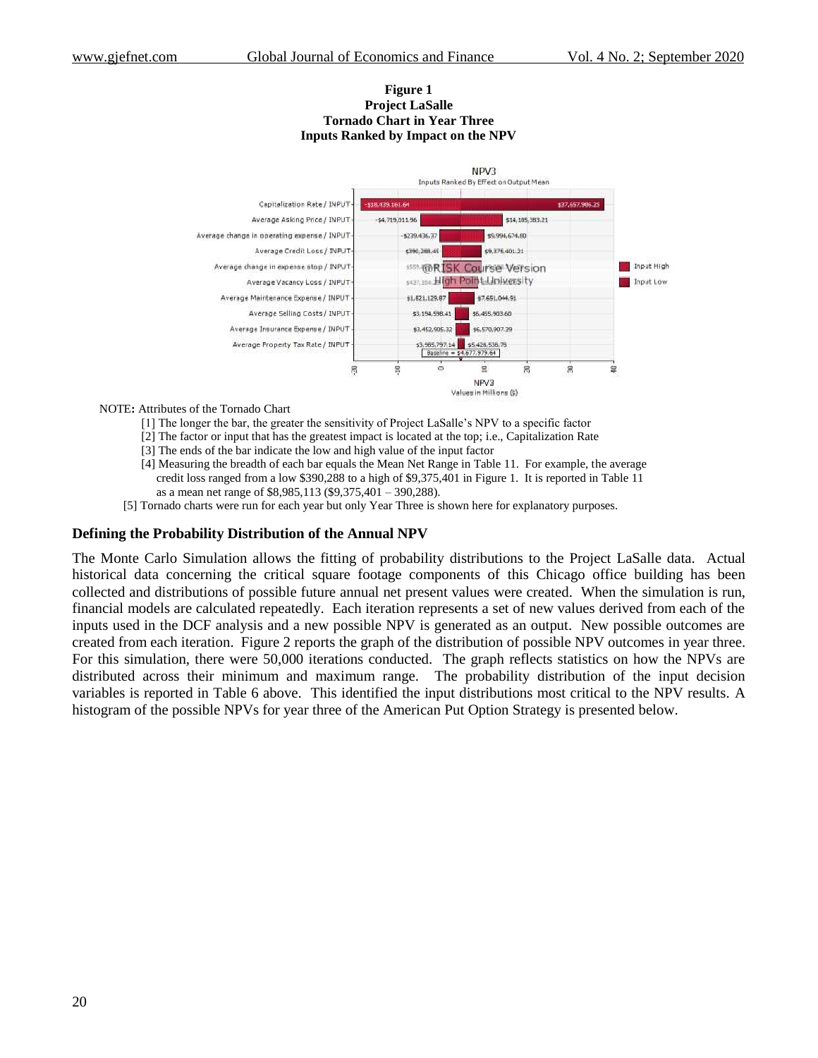**Figure 1**
**Project LaSalle**
**Tornado Chart in Year Three**
**Inputs Ranked by Impact on the NPV**

NPV3
Inputs Ranked By Effect on Output Mean

Capitalization Rate / INPUT -$18,439,161.64 $37,657,986.25
Average Asking Price / INPUT -$4,719,011.96 $14,105,383.21
Average change in operating expense / INPUT -$239,436.37 $9,994,674.80
Average Credit Loss / INPUT $390,288.45 $9,375,401.21
Average change in expense stop / INPUT
Average Vacancy Loss / INPUT
Average Maintenance Expense / INPUT $1,621,125.87 $7,651,044.91
Average Selling Costs / INPUT $3,194,598.41 $6,455,903.60
Average Insurance Expense / INPUT $3,452,905.32 $6,570,907.39
Average Property Tax Rate / INPUT $3,985,797.14 $5,426,538.78
Baseline = $4,677,979.64

@RISK Course Version
High Point University

Input High
Input Low

-20 -10 0 10 20 30 40
NPV3
Values in Millions ($)

NOTE**:** Attributes of the Tornado Chart

[1] The longer the bar, the greater the sensitivity of Project LaSalle's NPV to a specific factor
[2] The factor or input that has the greatest impact is located at the top; i.e., Capitalization Rate
[3] The ends of the bar indicate the low and high value of the input factor
[4] Measuring the breadth of each bar equals the Mean Net Range in Table 11. For example, the average credit loss ranged from a low $390,288 to a high of $9,375,401 in Figure 1. It is reported in Table 11 as a mean net range of $8,985,113 ($9,375,401 – 390,288).
[5] Tornado charts were run for each year but only Year Three is shown here for explanatory purposes.

### Defining the Probability Distribution of the Annual NPV

The Monte Carlo Simulation allows the fitting of probability distributions to the Project LaSalle data. Actual historical data concerning the critical square footage components of this Chicago office building has been collected and distributions of possible future annual net present values were created. When the simulation is run, financial models are calculated repeatedly. Each iteration represents a set of new values derived from each of the inputs used in the DCF analysis and a new possible NPV is generated as an output. New possible outcomes are created from each iteration. Figure 2 reports the graph of the distribution of possible NPV outcomes in year three. For this simulation, there were 50,000 iterations conducted. The graph reflects statistics on how the NPVs are distributed across their minimum and maximum range. The probability distribution of the input decision variables is reported in Table 6 above. This identified the input distributions most critical to the NPV results. A histogram of the possible NPVs for year three of the American Put Option Strategy is presented below.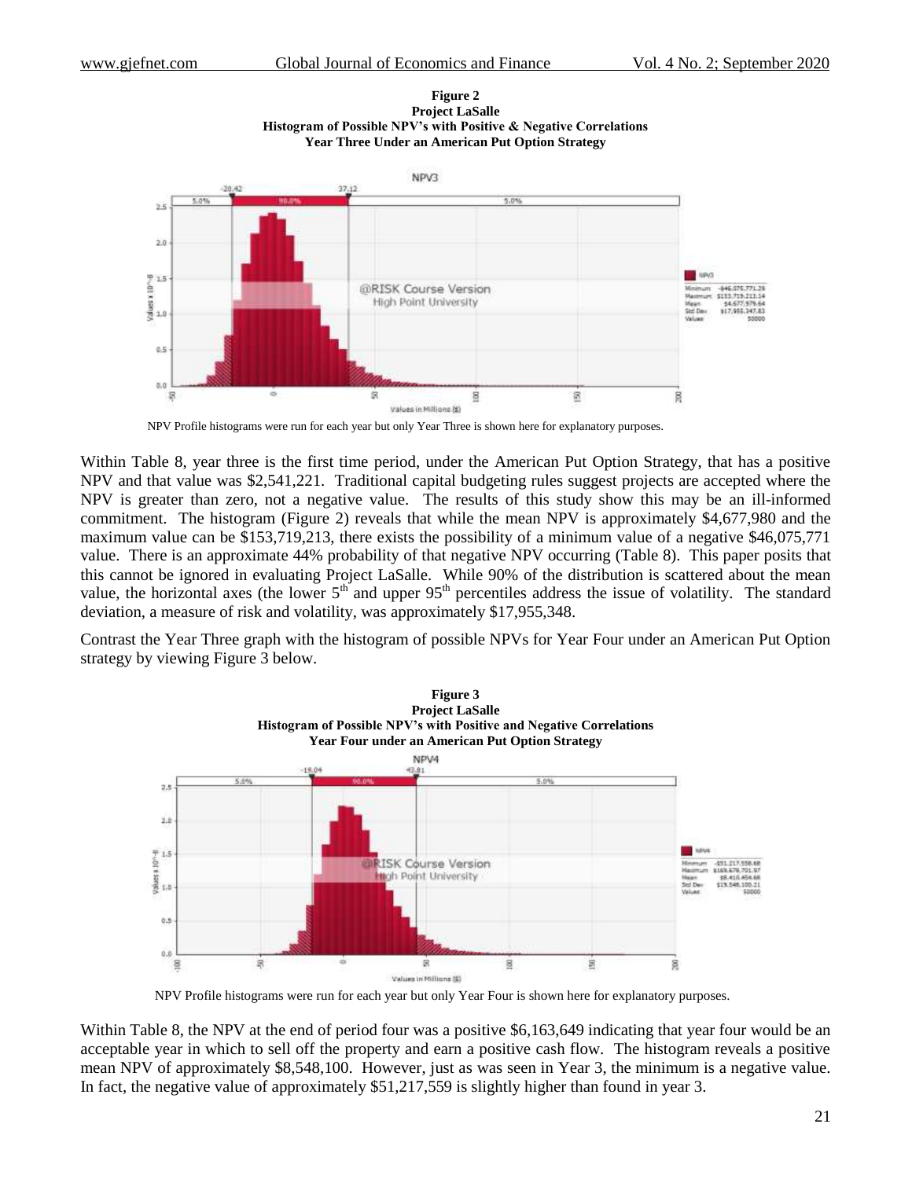**Figure 2**
**Project LaSalle**
**Histogram of Possible NPV's with Positive & Negative Correlations**
**Year Three Under an American Put Option Strategy**

NPV3

-20.42
37.12
5.0%
90.0%
5.0%

@RISK Course Version
High Point University

NPV3
Minimum -$46,075,771.29
Maximum $153,719,213.14
Mean $4,677,979.64
Std Dev $17,955,347.83
Values 50000

Values x 10^-8

Values in Millions ($)

NPV Profile histograms were run for each year but only Year Three is shown here for explanatory purposes.

Within Table 8, year three is the first time period, under the American Put Option Strategy, that has a positive NPV and that value was $2,541,221. Traditional capital budgeting rules suggest projects are accepted where the NPV is greater than zero, not a negative value. The results of this study show this may be an ill-informed commitment. The histogram (Figure 2) reveals that while the mean NPV is approximately $4,677,980 and the maximum value can be $153,719,213, there exists the possibility of a minimum value of a negative $46,075,771 value. There is an approximate 44% probability of that negative NPV occurring (Table 8). This paper posits that this cannot be ignored in evaluating Project LaSalle. While 90% of the distribution is scattered about the mean value, the horizontal axes (the lower 5[th] and upper 95[th] percentiles address the issue of volatility. The standard deviation, a measure of risk and volatility, was approximately $17,955,348.

Contrast the Year Three graph with the histogram of possible NPVs for Year Four under an American Put Option strategy by viewing Figure 3 below.

**Figure 3**
**Project LaSalle**
**Histogram of Possible NPV's with Positive and Negative Correlations**
**Year Four under an American Put Option Strategy**

NPV4

-19.04
43.81
5.0%
90.0%
5.0%

@RISK Course Version
High Point University

NPV4
Minimum -$51,217,558.68
Maximum $169,678,701.97
Mean $8,410,454.66
Std Dev $19,548,100.21
Values 50000

Values x 10^-8

Values in Millions ($)

NPV Profile histograms were run for each year but only Year Four is shown here for explanatory purposes.

Within Table 8, the NPV at the end of period four was a positive $6,163,649 indicating that year four would be an acceptable year in which to sell off the property and earn a positive cash flow. The histogram reveals a positive mean NPV of approximately $8,548,100. However, just as was seen in Year 3, the minimum is a negative value. In fact, the negative value of approximately $51,217,559 is slightly higher than found in year 3.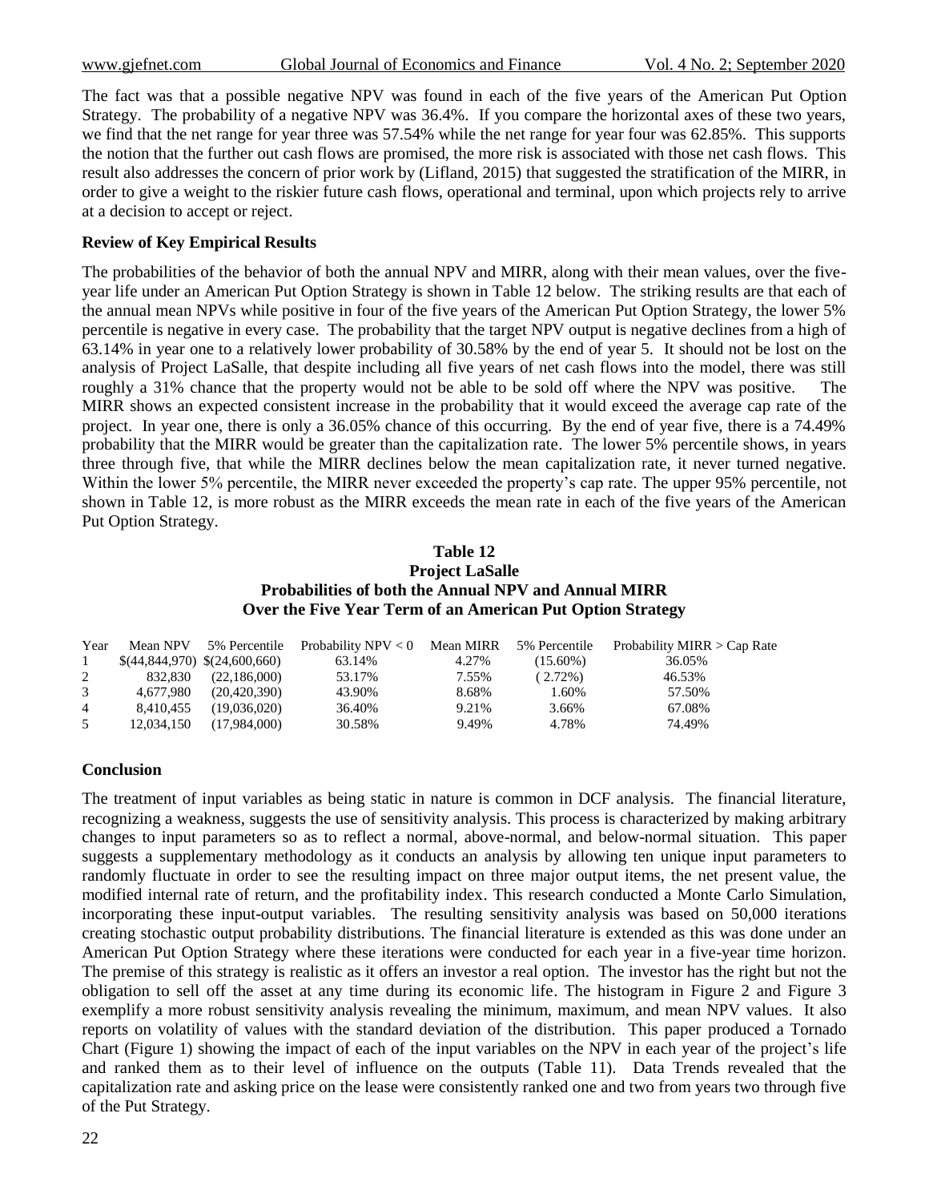The fact was that a possible negative NPV was found in each of the five years of the American Put Option Strategy. The probability of a negative NPV was 36.4%. If you compare the horizontal axes of these two years, we find that the net range for year three was 57.54% while the net range for year four was 62.85%. This supports the notion that the further out cash flows are promised, the more risk is associated with those net cash flows. This result also addresses the concern of prior work by (Lifland, 2015) that suggested the stratification of the MIRR, in order to give a weight to the riskier future cash flows, operational and terminal, upon which projects rely to arrive at a decision to accept or reject.

**Review of Key Empirical Results**

The probabilities of the behavior of both the annual NPV and MIRR, along with their mean values, over the five-year life under an American Put Option Strategy is shown in Table 12 below. The striking results are that each of the annual mean NPVs while positive in four of the five years of the American Put Option Strategy, the lower 5% percentile is negative in every case. The probability that the target NPV output is negative declines from a high of 63.14% in year one to a relatively lower probability of 30.58% by the end of year 5. It should not be lost on the analysis of Project LaSalle, that despite including all five years of net cash flows into the model, there was still roughly a 31% chance that the property would not be able to be sold off where the NPV was positive. The MIRR shows an expected consistent increase in the probability that it would exceed the average cap rate of the project. In year one, there is only a 36.05% chance of this occurring. By the end of year five, there is a 74.49% probability that the MIRR would be greater than the capitalization rate. The lower 5% percentile shows, in years three through five, that while the MIRR declines below the mean capitalization rate, it never turned negative. Within the lower 5% percentile, the MIRR never exceeded the property's cap rate. The upper 95% percentile, not shown in Table 12, is more robust as the MIRR exceeds the mean rate in each of the five years of the American Put Option Strategy.

**Table 12**
**Project LaSalle**
**Probabilities of both the Annual NPV and Annual MIRR**
**Over the Five Year Term of an American Put Option Strategy**

| Year | Mean NPV | 5% Percentile | Probability NPV < 0 | Mean MIRR | 5% Percentile | Probability MIRR > Cap Rate |
|---|---|---|---|---|---|---|
| 1 | $(44,844,970) | $(24,600,660) | 63.14% | 4.27% | (15.60%) | 36.05% |
| 2 | 832,830 | (22,186,000) | 53.17% | 7.55% | ( 2.72%) | 46.53% |
| 3 | 4,677,980 | (20,420,390) | 43.90% | 8.68% | 1.60% | 57.50% |
| 4 | 8,410,455 | (19,036,020) | 36.40% | 9.21% | 3.66% | 67.08% |
| 5 | 12,034,150 | (17,984,000) | 30.58% | 9.49% | 4.78% | 74.49% |

**Conclusion**

The treatment of input variables as being static in nature is common in DCF analysis. The financial literature, recognizing a weakness, suggests the use of sensitivity analysis. This process is characterized by making arbitrary changes to input parameters so as to reflect a normal, above-normal, and below-normal situation. This paper suggests a supplementary methodology as it conducts an analysis by allowing ten unique input parameters to randomly fluctuate in order to see the resulting impact on three major output items, the net present value, the modified internal rate of return, and the profitability index. This research conducted a Monte Carlo Simulation, incorporating these input-output variables. The resulting sensitivity analysis was based on 50,000 iterations creating stochastic output probability distributions. The financial literature is extended as this was done under an American Put Option Strategy where these iterations were conducted for each year in a five-year time horizon. The premise of this strategy is realistic as it offers an investor a real option. The investor has the right but not the obligation to sell off the asset at any time during its economic life. The histogram in Figure 2 and Figure 3 exemplify a more robust sensitivity analysis revealing the minimum, maximum, and mean NPV values. It also reports on volatility of values with the standard deviation of the distribution. This paper produced a Tornado Chart (Figure 1) showing the impact of each of the input variables on the NPV in each year of the project's life and ranked them as to their level of influence on the outputs (Table 11). Data Trends revealed that the capitalization rate and asking price on the lease were consistently ranked one and two from years two through five of the Put Strategy.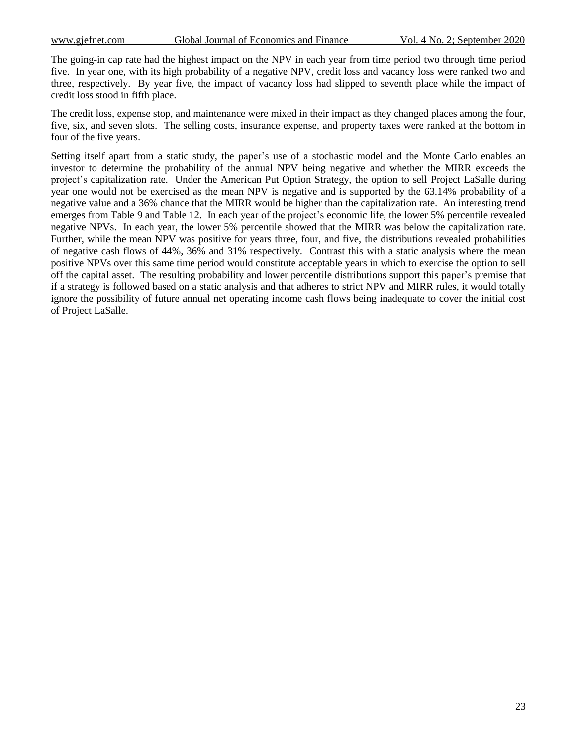The going-in cap rate had the highest impact on the NPV in each year from time period two through time period five. In year one, with its high probability of a negative NPV, credit loss and vacancy loss were ranked two and three, respectively. By year five, the impact of vacancy loss had slipped to seventh place while the impact of credit loss stood in fifth place.

The credit loss, expense stop, and maintenance were mixed in their impact as they changed places among the four, five, six, and seven slots. The selling costs, insurance expense, and property taxes were ranked at the bottom in four of the five years.

Setting itself apart from a static study, the paper's use of a stochastic model and the Monte Carlo enables an investor to determine the probability of the annual NPV being negative and whether the MIRR exceeds the project's capitalization rate. Under the American Put Option Strategy, the option to sell Project LaSalle during year one would not be exercised as the mean NPV is negative and is supported by the 63.14% probability of a negative value and a 36% chance that the MIRR would be higher than the capitalization rate. An interesting trend emerges from Table 9 and Table 12. In each year of the project's economic life, the lower 5% percentile revealed negative NPVs. In each year, the lower 5% percentile showed that the MIRR was below the capitalization rate. Further, while the mean NPV was positive for years three, four, and five, the distributions revealed probabilities of negative cash flows of 44%, 36% and 31% respectively. Contrast this with a static analysis where the mean positive NPVs over this same time period would constitute acceptable years in which to exercise the option to sell off the capital asset. The resulting probability and lower percentile distributions support this paper's premise that if a strategy is followed based on a static analysis and that adheres to strict NPV and MIRR rules, it would totally ignore the possibility of future annual net operating income cash flows being inadequate to cover the initial cost of Project LaSalle.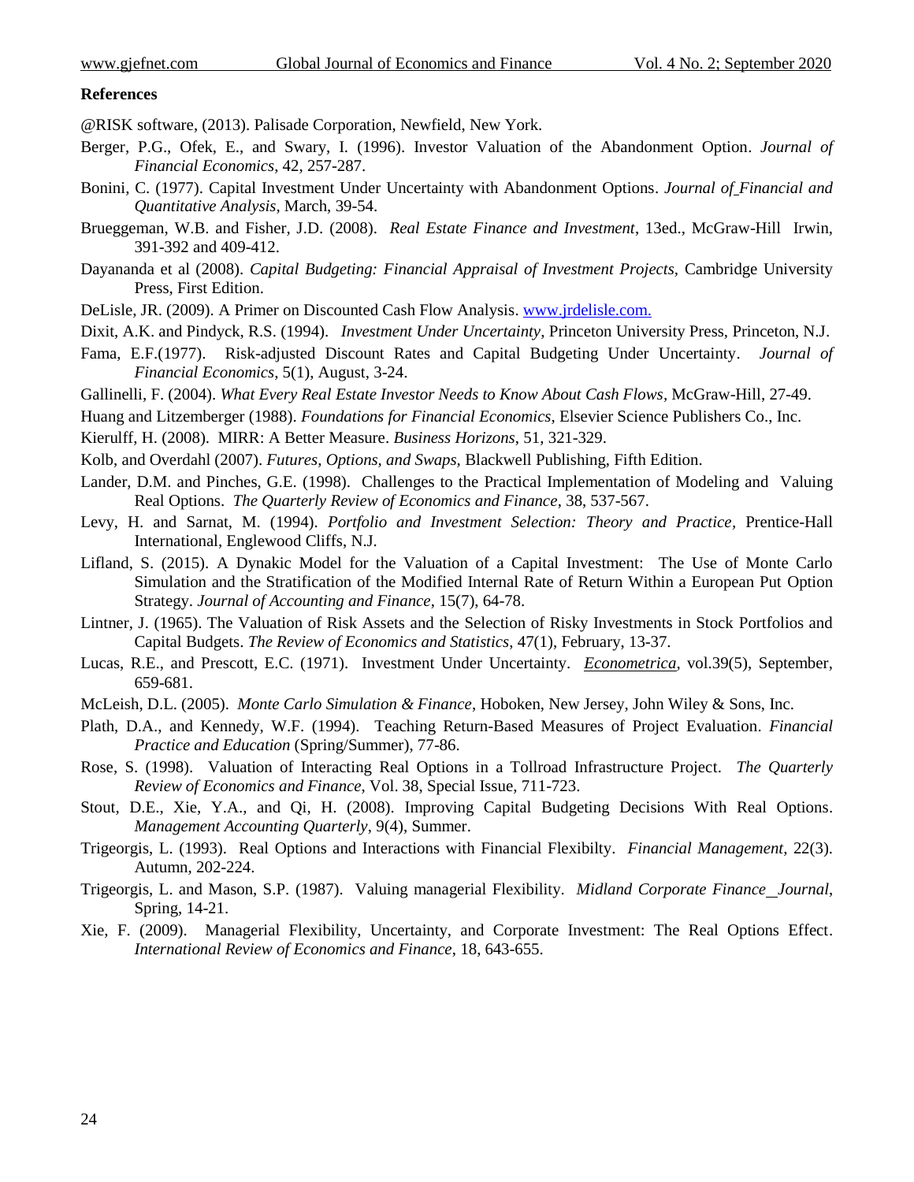**References**

@RISK software, (2013). Palisade Corporation, Newfield, New York.

Berger, P.G., Ofek, E., and Swary, I. (1996). Investor Valuation of the Abandonment Option. *Journal of Financial Economics*, 42, 257-287.

Bonini, C. (1977). Capital Investment Under Uncertainty with Abandonment Options. *Journal of Financial and Quantitative Analysis*, March, 39-54.

Brueggeman, W.B. and Fisher, J.D. (2008). *Real Estate Finance and Investment*, 13ed., McGraw-Hill Irwin, 391-392 and 409-412.

Dayananda et al (2008). *Capital Budgeting: Financial Appraisal of Investment Projects*, Cambridge University Press, First Edition.

DeLisle, JR. (2009). A Primer on Discounted Cash Flow Analysis. www.jrdelisle.com.

Dixit, A.K. and Pindyck, R.S. (1994). *Investment Under Uncertainty*, Princeton University Press, Princeton, N.J.

Fama, E.F.(1977). Risk-adjusted Discount Rates and Capital Budgeting Under Uncertainty. *Journal of Financial Economics*, 5(1), August, 3-24.

Gallinelli, F. (2004). *What Every Real Estate Investor Needs to Know About Cash Flows*, McGraw-Hill, 27-49.

Huang and Litzemberger (1988). *Foundations for Financial Economics*, Elsevier Science Publishers Co., Inc.

Kierulff, H. (2008). MIRR: A Better Measure. *Business Horizons*, 51, 321-329.

Kolb, and Overdahl (2007). *Futures, Options, and Swaps*, Blackwell Publishing, Fifth Edition.

Lander, D.M. and Pinches, G.E. (1998). Challenges to the Practical Implementation of Modeling and Valuing Real Options. *The Quarterly Review of Economics and Finance*, 38, 537-567.

Levy, H. and Sarnat, M. (1994). *Portfolio and Investment Selection: Theory and Practice*, Prentice-Hall International, Englewood Cliffs, N.J.

Lifland, S. (2015). A Dynakic Model for the Valuation of a Capital Investment: The Use of Monte Carlo Simulation and the Stratification of the Modified Internal Rate of Return Within a European Put Option Strategy. *Journal of Accounting and Finance*, 15(7), 64-78.

Lintner, J. (1965). The Valuation of Risk Assets and the Selection of Risky Investments in Stock Portfolios and Capital Budgets. *The Review of Economics and Statistics*, 47(1), February, 13-37.

Lucas, R.E., and Prescott, E.C. (1971). Investment Under Uncertainty. *Econometrica*, vol.39(5), September, 659-681.

McLeish, D.L. (2005). *Monte Carlo Simulation & Finance*, Hoboken, New Jersey, John Wiley & Sons, Inc.

Plath, D.A., and Kennedy, W.F. (1994). Teaching Return-Based Measures of Project Evaluation. *Financial Practice and Education* (Spring/Summer), 77-86.

Rose, S. (1998). Valuation of Interacting Real Options in a Tollroad Infrastructure Project. *The Quarterly Review of Economics and Finance*, Vol. 38, Special Issue, 711-723.

Stout, D.E., Xie, Y.A., and Qi, H. (2008). Improving Capital Budgeting Decisions With Real Options. *Management Accounting Quarterly*, 9(4), Summer.

Trigeorgis, L. (1993). Real Options and Interactions with Financial Flexibilty. *Financial Management*, 22(3). Autumn, 202-224.

Trigeorgis, L. and Mason, S.P. (1987). Valuing managerial Flexibility. *Midland Corporate Finance Journal*, Spring, 14-21.

Xie, F. (2009). Managerial Flexibility, Uncertainty, and Corporate Investment: The Real Options Effect. *International Review of Economics and Finance*, 18, 643-655.